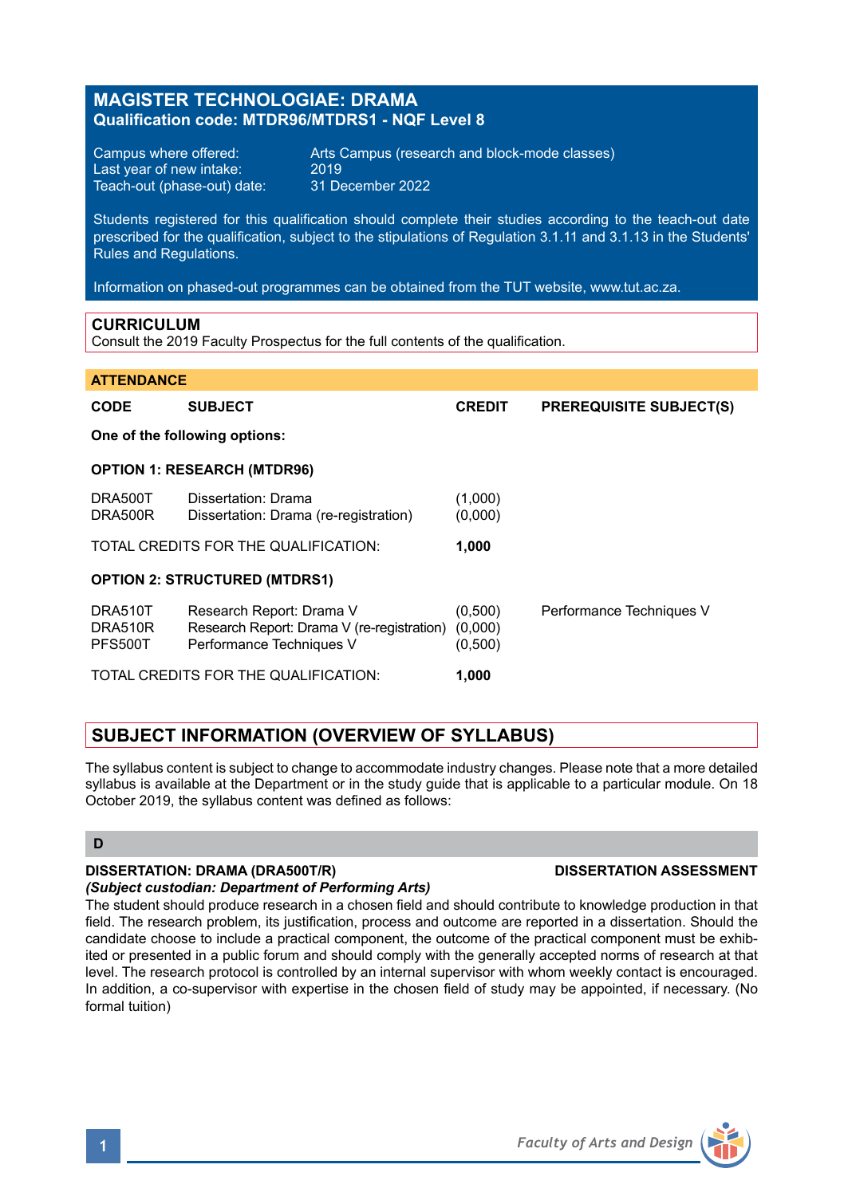# MAGISTER TECHNOLOGIAE: DRAMA
**Qualification code: MTDR96/MTDRS1 - NQF Level 8**

| | |
|---|---|
| Campus where offered: | Arts Campus (research and block-mode classes) |
| Last year of new intake: | 2019 |
| Teach-out (phase-out) date: | 31 December 2022 |

Students registered for this qualification should complete their studies according to the teach-out date prescribed for the qualification, subject to the stipulations of Regulation 3.1.11 and 3.1.13 in the Students' Rules and Regulations.

Information on phased-out programmes can be obtained from the TUT website, www.tut.ac.za.

## CURRICULUM
Consult the 2019 Faculty Prospectus for the full contents of the qualification.

## ATTENDANCE

| CODE | SUBJECT | CREDIT | PREREQUISITE SUBJECT(S) |
|---|---|---|---|
| **One of the following options:** | | | |
| **OPTION 1: RESEARCH (MTDR96)** | | | |
| DRA500T | Dissertation: Drama | (1,000) | |
| DRA500R | Dissertation: Drama (re-registration) | (0,000) | |
| TOTAL CREDITS FOR THE QUALIFICATION: | | **1,000** | |
| **OPTION 2: STRUCTURED (MTDRS1)** | | | |
| DRA510T | Research Report: Drama V | (0,500) | Performance Techniques V |
| DRA510R | Research Report: Drama V (re-registration) | (0,000) | |
| PFS500T | Performance Techniques V | (0,500) | |
| TOTAL CREDITS FOR THE QUALIFICATION: | | **1,000** | |

## SUBJECT INFORMATION (OVERVIEW OF SYLLABUS)

The syllabus content is subject to change to accommodate industry changes. Please note that a more detailed syllabus is available at the Department or in the study guide that is applicable to a particular module. On 18 October 2019, the syllabus content was defined as follows:

### D

**DISSERTATION: DRAMA (DRA500T/R)** **DISSERTATION ASSESSMENT**
***(Subject custodian: Department of Performing Arts)***
The student should produce research in a chosen field and should contribute to knowledge production in that field. The research problem, its justification, process and outcome are reported in a dissertation. Should the candidate choose to include a practical component, the outcome of the practical component must be exhibited or presented in a public forum and should comply with the generally accepted norms of research at that level. The research protocol is controlled by an internal supervisor with whom weekly contact is encouraged. In addition, a co-supervisor with expertise in the chosen field of study may be appointed, if necessary. (No formal tuition)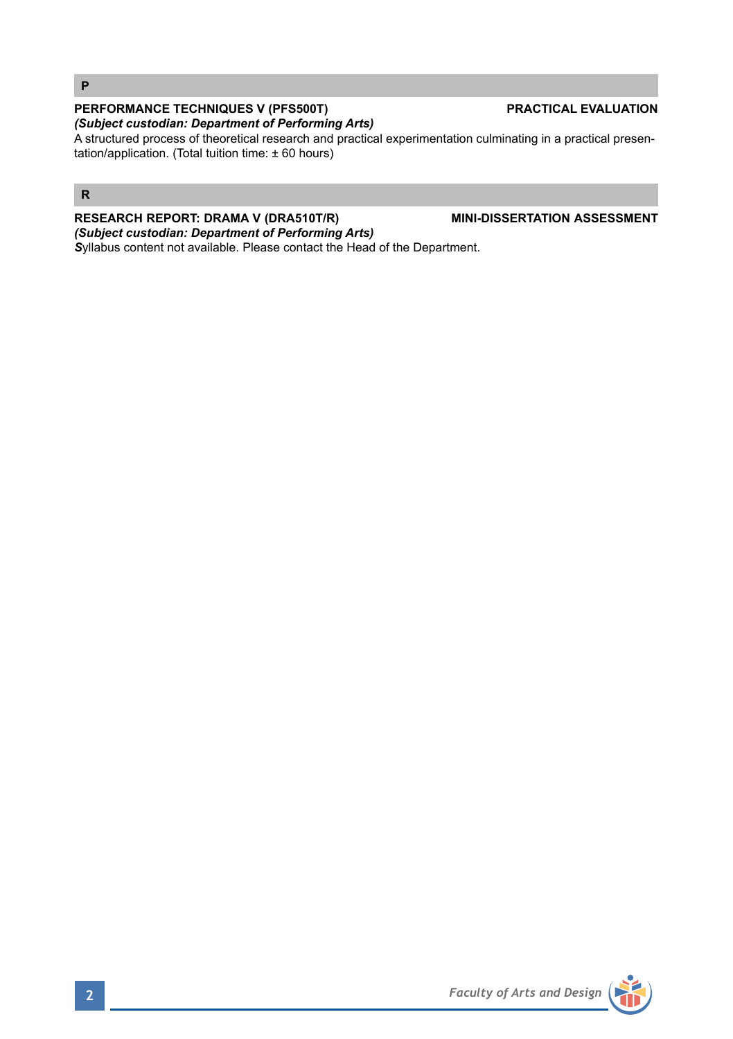## P

**PERFORMANCE TECHNIQUES V (PFS500T)** **PRACTICAL EVALUATION**

***(Subject custodian: Department of Performing Arts)***

A structured process of theoretical research and practical experimentation culminating in a practical presentation/application. (Total tuition time: ± 60 hours)

## R

**RESEARCH REPORT: DRAMA V (DRA510T/R)** **MINI-DISSERTATION ASSESSMENT**

***(Subject custodian: Department of Performing Arts)***

***S***yllabus content not available. Please contact the Head of the Department.